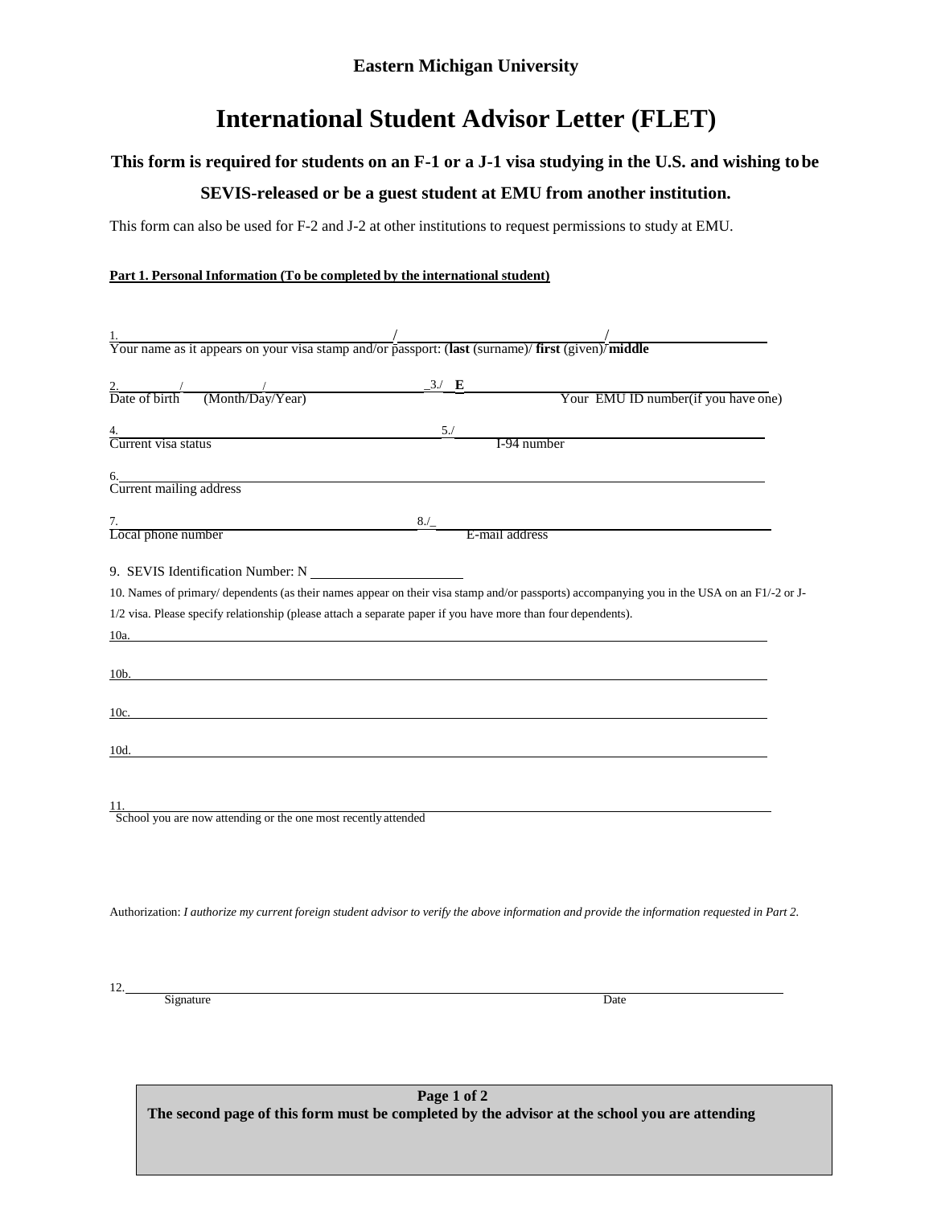**Eastern Michigan University**

# International Student Advisor Letter (FLET)

**This form is required for students on an F-1 or a J-1 visa studying in the U.S. and wishing to be SEVIS-released or be a guest student at EMU from another institution.**

This form can also be used for F-2 and J-2 at other institutions to request permissions to study at EMU.

**Part 1. Personal Information (To be completed by the international student)**

1. ______________________ / ______________________ / ______________________
Your name as it appears on your visa stamp and/or passport: (**last** (surname)/ **first** (given)/ **middle**

2. _____ / _____ / _____ 3./ **E** ______________________
Date of birth (Month/Day/Year) Your EMU ID number(if you have one)

4. ______________________ 5./ ______________________
Current visa status I-94 number

6. ______________________________________________
Current mailing address

7. ______________________ 8./_ ______________________
Local phone number E-mail address

9. SEVIS Identification Number: N ______________________

10. Names of primary/ dependents (as their names appear on their visa stamp and/or passports) accompanying you in the USA on an F1/-2 or J-1/2 visa. Please specify relationship (please attach a separate paper if you have more than four dependents).

10a. ______________________________________________

10b. ______________________________________________

10c. ______________________________________________

10d. ______________________________________________

11. ______________________________________________
School you are now attending or the one most recently attended

Authorization: *I authorize my current foreign student advisor to verify the above information and provide the information requested in Part 2.*

12. ______________________________________________
Signature Date

**The second page of this form must be completed by the advisor at the school you are attending**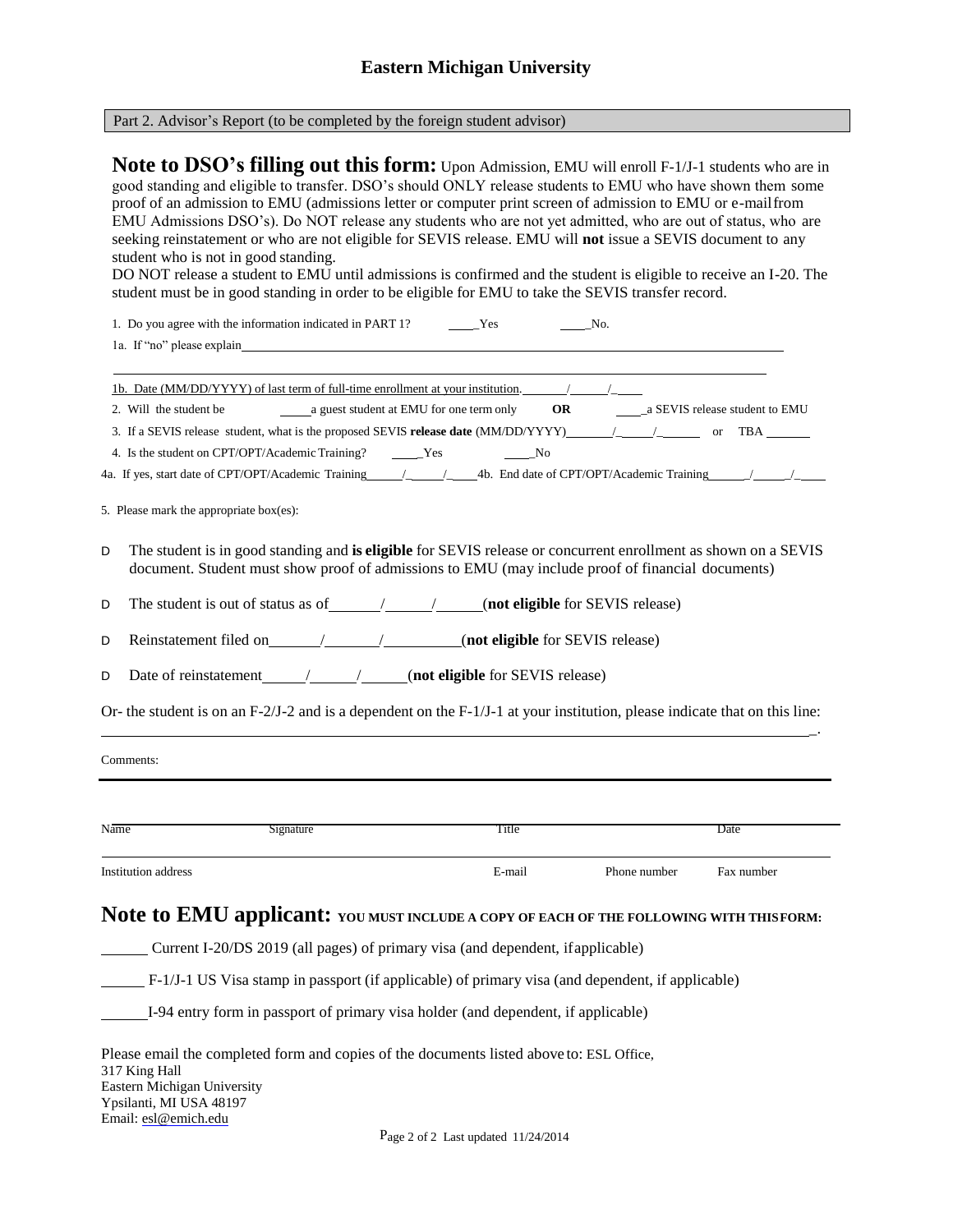## Eastern Michigan University

Part 2. Advisor's Report (to be completed by the foreign student advisor)

**Note to DSO's filling out this form:** Upon Admission, EMU will enroll F-1/J-1 students who are in good standing and eligible to transfer. DSO's should ONLY release students to EMU who have shown them some proof of an admission to EMU (admissions letter or computer print screen of admission to EMU or e-mail from EMU Admissions DSO's). Do NOT release any students who are not yet admitted, who are out of status, who are seeking reinstatement or who are not eligible for SEVIS release. EMU will **not** issue a SEVIS document to any student who is not in good standing.
DO NOT release a student to EMU until admissions is confirmed and the student is eligible to receive an I-20. The student must be in good standing in order to be eligible for EMU to take the SEVIS transfer record.

1. Do you agree with the information indicated in PART 1? ____Yes ____No.

1a. If "no" please explain______________________________________________________________

______________________________________________________________

1b. Date (MM/DD/YYYY) of last term of full-time enrollment at your institution. ______/_____/____

2. Will the student be ____a guest student at EMU for one term only **OR** ____a SEVIS release student to EMU

3. If a SEVIS release student, what is the proposed SEVIS **release date** (MM/DD/YYYY)______/_____/_____ or TBA ______

4. Is the student on CPT/OPT/Academic Training? ____Yes ____No

4a. If yes, start date of CPT/OPT/Academic Training_____/_____/____ 4b. End date of CPT/OPT/Academic Training_____/_____/____

5. Please mark the appropriate box(es):

- ☐ The student is in good standing and **is eligible** for SEVIS release or concurrent enrollment as shown on a SEVIS document. Student must show proof of admissions to EMU (may include proof of financial documents)
- ☐ The student is out of status as of______/______/______(**not eligible** for SEVIS release)
- ☐ Reinstatement filed on______/______/__________(**not eligible** for SEVIS release)
- ☐ Date of reinstatement_____/_____/_____(**not eligible** for SEVIS release)

Or- the student is on an F-2/J-2 and is a dependent on the F-1/J-1 at your institution, please indicate that on this line:

______________________________________________________________.

Comments:

______________________________________________________________

Name Signature Title Date

Institution address E-mail Phone number Fax number

## Note to EMU applicant: YOU MUST INCLUDE A COPY OF EACH OF THE FOLLOWING WITH THIS FORM:

______ Current I-20/DS 2019 (all pages) of primary visa (and dependent, if applicable)

______ F-1/J-1 US Visa stamp in passport (if applicable) of primary visa (and dependent, if applicable)

______ I-94 entry form in passport of primary visa holder (and dependent, if applicable)

Please email the completed form and copies of the documents listed above to: ESL Office,
317 King Hall
Eastern Michigan University
Ypsilanti, MI USA 48197
Email: esl@emich.edu

Last updated 11/24/2014